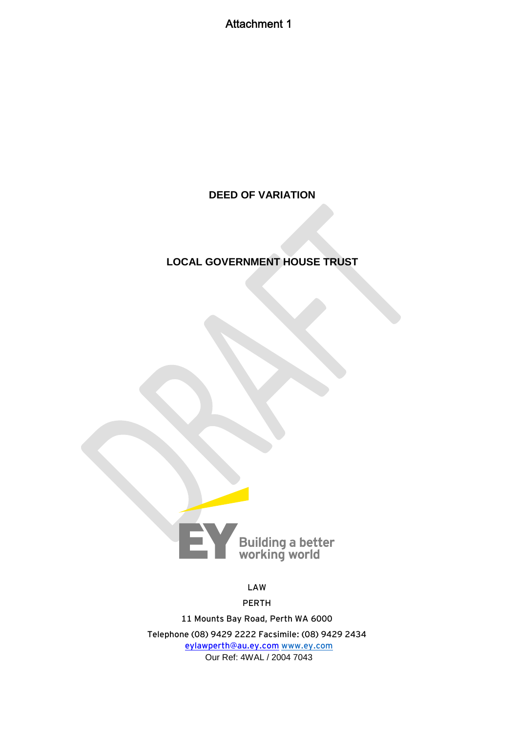Attachment 1

# DEED OF VARIATION

## LOCAL GOVERNMENT HOUSE TRUST

Building a better working world

LAW

PERTH

11 Mounts Bay Road, Perth WA 6000

Telephone (08) 9429 2222 Facsimile: (08) 9429 2434

eylawperth@au.ey.com www.ey.com

Our Ref: 4WAL / 2004 7043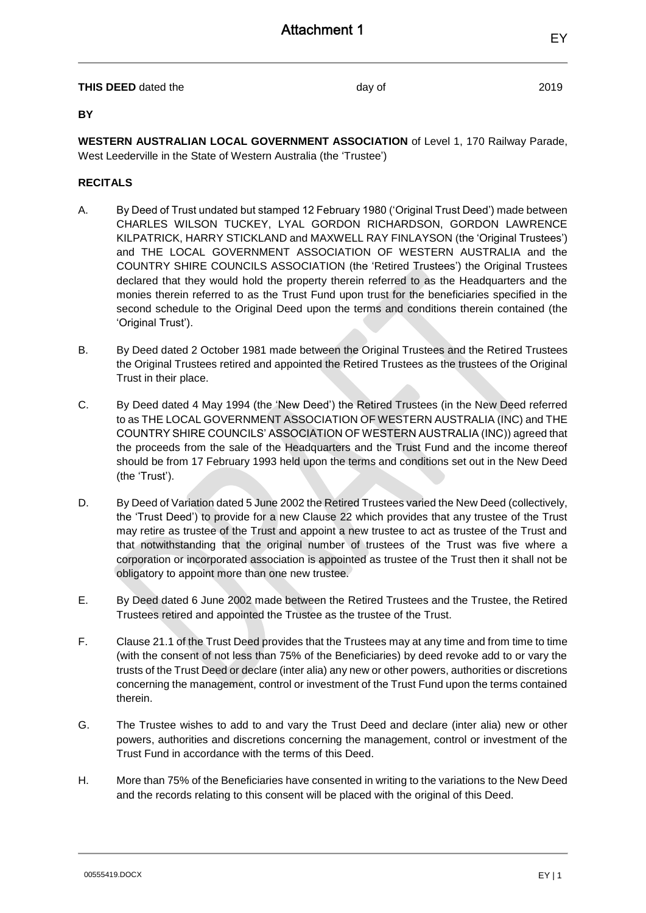# Attachment 1

**THIS DEED** dated the day of 2019

**BY**

**WESTERN AUSTRALIAN LOCAL GOVERNMENT ASSOCIATION** of Level 1, 170 Railway Parade, West Leederville in the State of Western Australia (the 'Trustee')

**RECITALS**

A. By Deed of Trust undated but stamped 12 February 1980 ('Original Trust Deed') made between CHARLES WILSON TUCKEY, LYAL GORDON RICHARDSON, GORDON LAWRENCE KILPATRICK, HARRY STICKLAND and MAXWELL RAY FINLAYSON (the 'Original Trustees') and THE LOCAL GOVERNMENT ASSOCIATION OF WESTERN AUSTRALIA and the COUNTRY SHIRE COUNCILS ASSOCIATION (the 'Retired Trustees') the Original Trustees declared that they would hold the property therein referred to as the Headquarters and the monies therein referred to as the Trust Fund upon trust for the beneficiaries specified in the second schedule to the Original Deed upon the terms and conditions therein contained (the 'Original Trust').

B. By Deed dated 2 October 1981 made between the Original Trustees and the Retired Trustees the Original Trustees retired and appointed the Retired Trustees as the trustees of the Original Trust in their place.

C. By Deed dated 4 May 1994 (the 'New Deed') the Retired Trustees (in the New Deed referred to as THE LOCAL GOVERNMENT ASSOCIATION OF WESTERN AUSTRALIA (INC) and THE COUNTRY SHIRE COUNCILS' ASSOCIATION OF WESTERN AUSTRALIA (INC)) agreed that the proceeds from the sale of the Headquarters and the Trust Fund and the income thereof should be from 17 February 1993 held upon the terms and conditions set out in the New Deed (the 'Trust').

D. By Deed of Variation dated 5 June 2002 the Retired Trustees varied the New Deed (collectively, the 'Trust Deed') to provide for a new Clause 22 which provides that any trustee of the Trust may retire as trustee of the Trust and appoint a new trustee to act as trustee of the Trust and that notwithstanding that the original number of trustees of the Trust was five where a corporation or incorporated association is appointed as trustee of the Trust then it shall not be obligatory to appoint more than one new trustee.

E. By Deed dated 6 June 2002 made between the Retired Trustees and the Trustee, the Retired Trustees retired and appointed the Trustee as the trustee of the Trust.

F. Clause 21.1 of the Trust Deed provides that the Trustees may at any time and from time to time (with the consent of not less than 75% of the Beneficiaries) by deed revoke add to or vary the trusts of the Trust Deed or declare (inter alia) any new or other powers, authorities or discretions concerning the management, control or investment of the Trust Fund upon the terms contained therein.

G. The Trustee wishes to add to and vary the Trust Deed and declare (inter alia) new or other powers, authorities and discretions concerning the management, control or investment of the Trust Fund in accordance with the terms of this Deed.

H. More than 75% of the Beneficiaries have consented in writing to the variations to the New Deed and the records relating to this consent will be placed with the original of this Deed.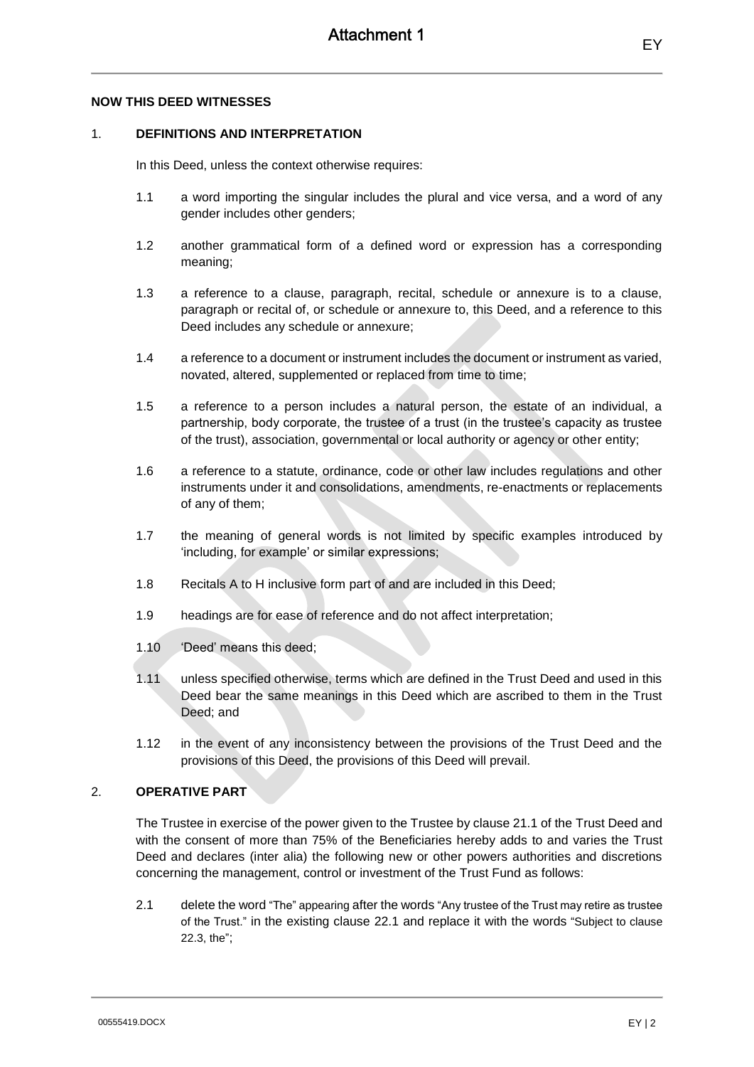**NOW THIS DEED WITNESSES**

1. **DEFINITIONS AND INTERPRETATION**

In this Deed, unless the context otherwise requires:

1.1 a word importing the singular includes the plural and vice versa, and a word of any gender includes other genders;

1.2 another grammatical form of a defined word or expression has a corresponding meaning;

1.3 a reference to a clause, paragraph, recital, schedule or annexure is to a clause, paragraph or recital of, or schedule or annexure to, this Deed, and a reference to this Deed includes any schedule or annexure;

1.4 a reference to a document or instrument includes the document or instrument as varied, novated, altered, supplemented or replaced from time to time;

1.5 a reference to a person includes a natural person, the estate of an individual, a partnership, body corporate, the trustee of a trust (in the trustee's capacity as trustee of the trust), association, governmental or local authority or agency or other entity;

1.6 a reference to a statute, ordinance, code or other law includes regulations and other instruments under it and consolidations, amendments, re-enactments or replacements of any of them;

1.7 the meaning of general words is not limited by specific examples introduced by 'including, for example' or similar expressions;

1.8 Recitals A to H inclusive form part of and are included in this Deed;

1.9 headings are for ease of reference and do not affect interpretation;

1.10 'Deed' means this deed;

1.11 unless specified otherwise, terms which are defined in the Trust Deed and used in this Deed bear the same meanings in this Deed which are ascribed to them in the Trust Deed; and

1.12 in the event of any inconsistency between the provisions of the Trust Deed and the provisions of this Deed, the provisions of this Deed will prevail.

2. **OPERATIVE PART**

The Trustee in exercise of the power given to the Trustee by clause 21.1 of the Trust Deed and with the consent of more than 75% of the Beneficiaries hereby adds to and varies the Trust Deed and declares (inter alia) the following new or other powers authorities and discretions concerning the management, control or investment of the Trust Fund as follows:

2.1 delete the word "The" appearing after the words "Any trustee of the Trust may retire as trustee of the Trust." in the existing clause 22.1 and replace it with the words "Subject to clause 22.3, the";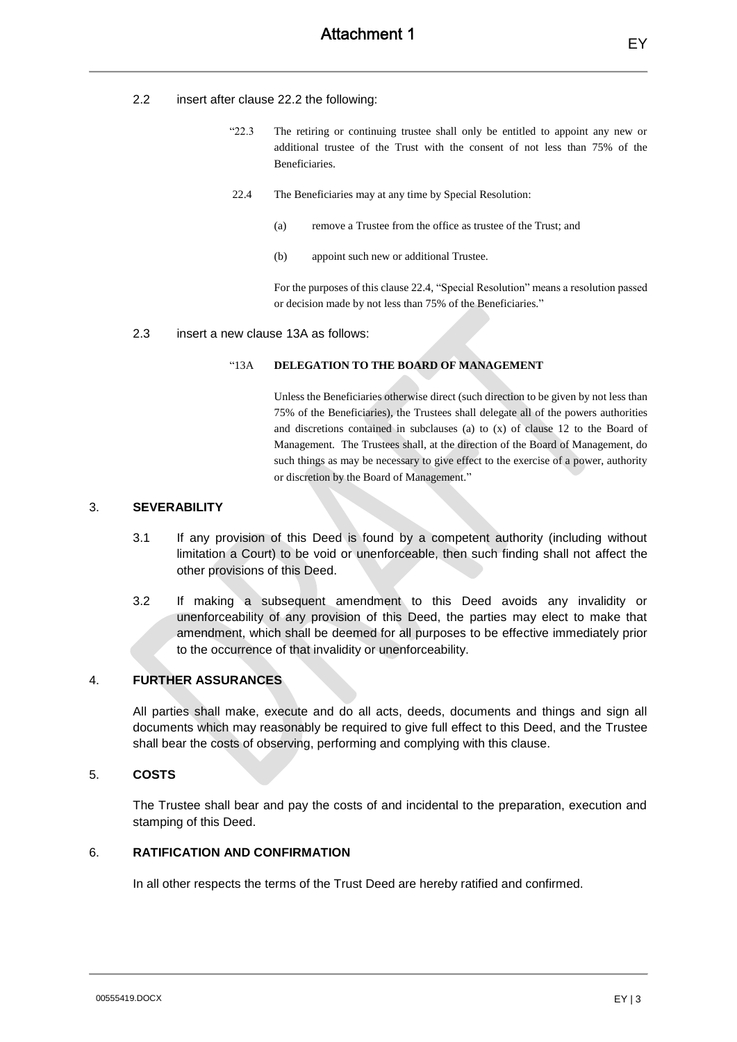2.2 insert after clause 22.2 the following:

> "22.3 The retiring or continuing trustee shall only be entitled to appoint any new or additional trustee of the Trust with the consent of not less than 75% of the Beneficiaries.
>
> 22.4 The Beneficiaries may at any time by Special Resolution:
>
> (a) remove a Trustee from the office as trustee of the Trust; and
>
> (b) appoint such new or additional Trustee.
>
> For the purposes of this clause 22.4, "Special Resolution" means a resolution passed or decision made by not less than 75% of the Beneficiaries."

2.3 insert a new clause 13A as follows:

> "13A **DELEGATION TO THE BOARD OF MANAGEMENT**
>
> Unless the Beneficiaries otherwise direct (such direction to be given by not less than 75% of the Beneficiaries), the Trustees shall delegate all of the powers authorities and discretions contained in subclauses (a) to (x) of clause 12 to the Board of Management. The Trustees shall, at the direction of the Board of Management, do such things as may be necessary to give effect to the exercise of a power, authority or discretion by the Board of Management."

## 3. SEVERABILITY

3.1 If any provision of this Deed is found by a competent authority (including without limitation a Court) to be void or unenforceable, then such finding shall not affect the other provisions of this Deed.

3.2 If making a subsequent amendment to this Deed avoids any invalidity or unenforceability of any provision of this Deed, the parties may elect to make that amendment, which shall be deemed for all purposes to be effective immediately prior to the occurrence of that invalidity or unenforceability.

## 4. FURTHER ASSURANCES

All parties shall make, execute and do all acts, deeds, documents and things and sign all documents which may reasonably be required to give full effect to this Deed, and the Trustee shall bear the costs of observing, performing and complying with this clause.

## 5. COSTS

The Trustee shall bear and pay the costs of and incidental to the preparation, execution and stamping of this Deed.

## 6. RATIFICATION AND CONFIRMATION

In all other respects the terms of the Trust Deed are hereby ratified and confirmed.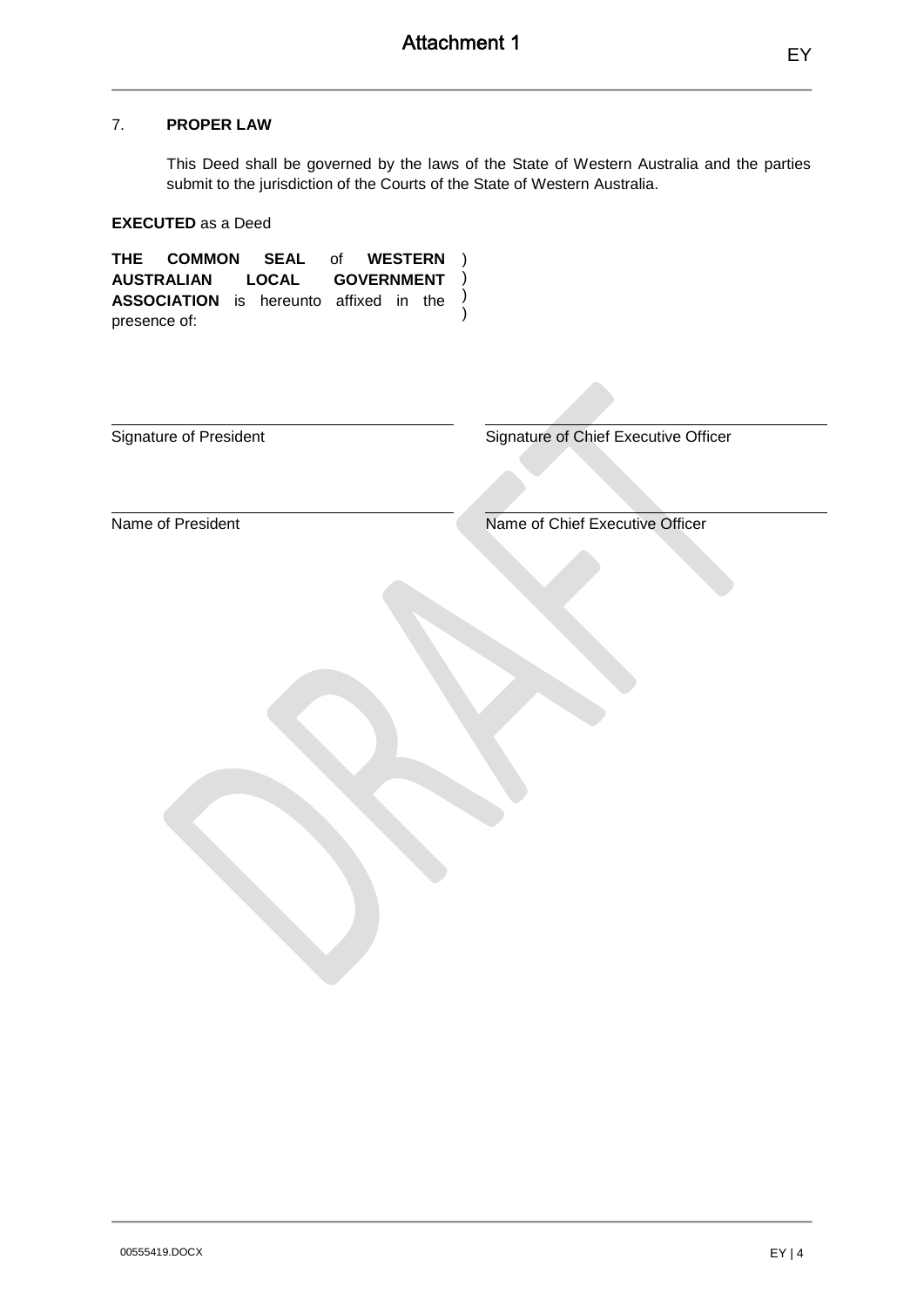## 7. PROPER LAW

This Deed shall be governed by the laws of the State of Western Australia and the parties submit to the jurisdiction of the Courts of the State of Western Australia.

**EXECUTED** as a Deed

**THE COMMON SEAL** of **WESTERN AUSTRALIAN LOCAL GOVERNMENT ASSOCIATION** is hereunto affixed in the presence of: )
)
)
)

| | |
|---|---|
| Signature of President | Signature of Chief Executive Officer |
| Name of President | Name of Chief Executive Officer |

DRAFT